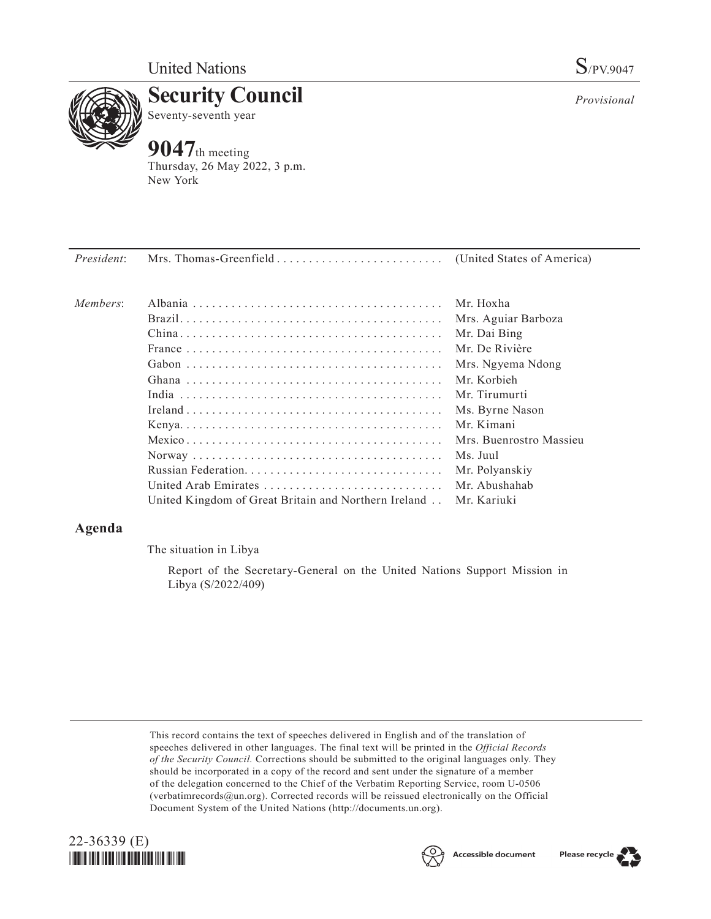United Nations S/PV.9047

# Security Council

Seventy-seventh year

*Provisional*

## 9047th meeting

Thursday, 26 May 2022, 3 p.m.
New York

| | | |
|---|---|---|
| *President*: | Mrs. Thomas-Greenfield | (United States of America) |
| *Members*: | Albania | Mr. Hoxha |
| | Brazil | Mrs. Aguiar Barboza |
| | China | Mr. Dai Bing |
| | France | Mr. De Rivière |
| | Gabon | Mrs. Ngyema Ndong |
| | Ghana | Mr. Korbieh |
| | India | Mr. Tirumurti |
| | Ireland | Ms. Byrne Nason |
| | Kenya | Mr. Kimani |
| | Mexico | Mrs. Buenrostro Massieu |
| | Norway | Ms. Juul |
| | Russian Federation | Mr. Polyanskiy |
| | United Arab Emirates | Mr. Abushahab |
| | United Kingdom of Great Britain and Northern Ireland | Mr. Kariuki |

## Agenda

The situation in Libya

Report of the Secretary-General on the United Nations Support Mission in Libya (S/2022/409)

This record contains the text of speeches delivered in English and of the translation of speeches delivered in other languages. The final text will be printed in the *Official Records of the Security Council.* Corrections should be submitted to the original languages only. They should be incorporated in a copy of the record and sent under the signature of a member of the delegation concerned to the Chief of the Verbatim Reporting Service, room U-0506 (verbatimrecords@un.org). Corrected records will be reissued electronically on the Official Document System of the United Nations (http://documents.un.org).

22-36339 (E)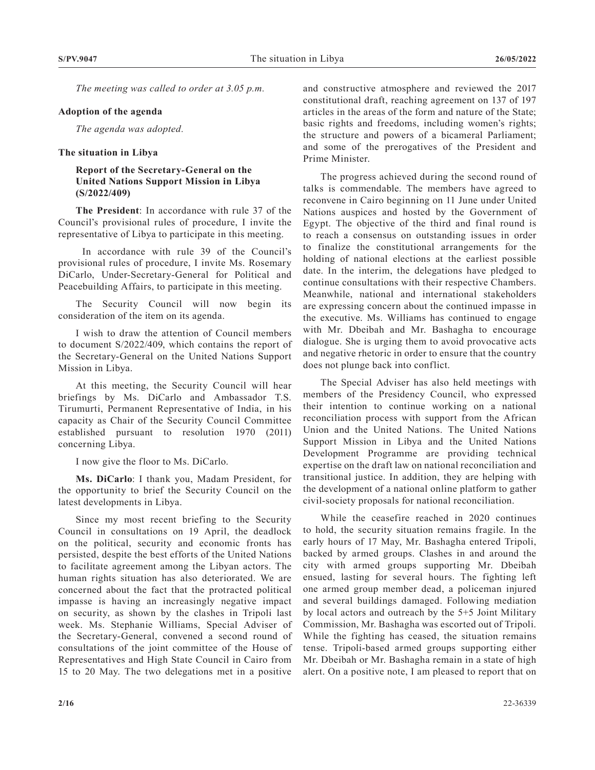*The meeting was called to order at 3.05 p.m.*

**Adoption of the agenda**

*The agenda was adopted.*

**The situation in Libya**

**Report of the Secretary-General on the United Nations Support Mission in Libya (S/2022/409)**

**The President**: In accordance with rule 37 of the Council's provisional rules of procedure, I invite the representative of Libya to participate in this meeting.

In accordance with rule 39 of the Council's provisional rules of procedure, I invite Ms. Rosemary DiCarlo, Under-Secretary-General for Political and Peacebuilding Affairs, to participate in this meeting.

The Security Council will now begin its consideration of the item on its agenda.

I wish to draw the attention of Council members to document S/2022/409, which contains the report of the Secretary-General on the United Nations Support Mission in Libya.

At this meeting, the Security Council will hear briefings by Ms. DiCarlo and Ambassador T.S. Tirumurti, Permanent Representative of India, in his capacity as Chair of the Security Council Committee established pursuant to resolution 1970 (2011) concerning Libya.

I now give the floor to Ms. DiCarlo.

**Ms. DiCarlo**: I thank you, Madam President, for the opportunity to brief the Security Council on the latest developments in Libya.

Since my most recent briefing to the Security Council in consultations on 19 April, the deadlock on the political, security and economic fronts has persisted, despite the best efforts of the United Nations to facilitate agreement among the Libyan actors. The human rights situation has also deteriorated. We are concerned about the fact that the protracted political impasse is having an increasingly negative impact on security, as shown by the clashes in Tripoli last week. Ms. Stephanie Williams, Special Adviser of the Secretary-General, convened a second round of consultations of the joint committee of the House of Representatives and High State Council in Cairo from 15 to 20 May. The two delegations met in a positive and constructive atmosphere and reviewed the 2017 constitutional draft, reaching agreement on 137 of 197 articles in the areas of the form and nature of the State; basic rights and freedoms, including women's rights; the structure and powers of a bicameral Parliament; and some of the prerogatives of the President and Prime Minister.

The progress achieved during the second round of talks is commendable. The members have agreed to reconvene in Cairo beginning on 11 June under United Nations auspices and hosted by the Government of Egypt. The objective of the third and final round is to reach a consensus on outstanding issues in order to finalize the constitutional arrangements for the holding of national elections at the earliest possible date. In the interim, the delegations have pledged to continue consultations with their respective Chambers. Meanwhile, national and international stakeholders are expressing concern about the continued impasse in the executive. Ms. Williams has continued to engage with Mr. Dbeibah and Mr. Bashagha to encourage dialogue. She is urging them to avoid provocative acts and negative rhetoric in order to ensure that the country does not plunge back into conflict.

The Special Adviser has also held meetings with members of the Presidency Council, who expressed their intention to continue working on a national reconciliation process with support from the African Union and the United Nations. The United Nations Support Mission in Libya and the United Nations Development Programme are providing technical expertise on the draft law on national reconciliation and transitional justice. In addition, they are helping with the development of a national online platform to gather civil-society proposals for national reconciliation.

While the ceasefire reached in 2020 continues to hold, the security situation remains fragile. In the early hours of 17 May, Mr. Bashagha entered Tripoli, backed by armed groups. Clashes in and around the city with armed groups supporting Mr. Dbeibah ensued, lasting for several hours. The fighting left one armed group member dead, a policeman injured and several buildings damaged. Following mediation by local actors and outreach by the 5+5 Joint Military Commission, Mr. Bashagha was escorted out of Tripoli. While the fighting has ceased, the situation remains tense. Tripoli-based armed groups supporting either Mr. Dbeibah or Mr. Bashagha remain in a state of high alert. On a positive note, I am pleased to report that on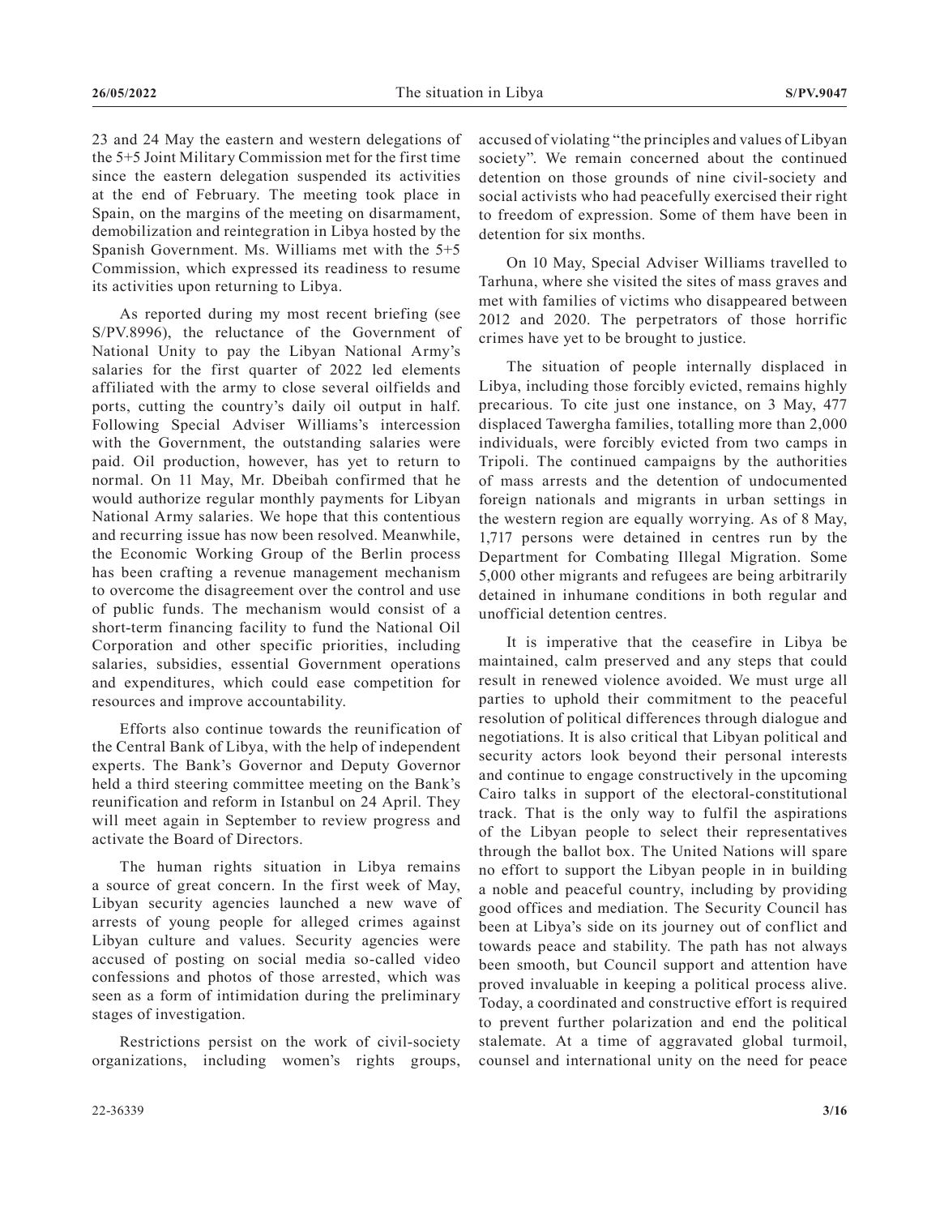23 and 24 May the eastern and western delegations of the 5+5 Joint Military Commission met for the first time since the eastern delegation suspended its activities at the end of February. The meeting took place in Spain, on the margins of the meeting on disarmament, demobilization and reintegration in Libya hosted by the Spanish Government. Ms. Williams met with the 5+5 Commission, which expressed its readiness to resume its activities upon returning to Libya.

As reported during my most recent briefing (see S/PV.8996), the reluctance of the Government of National Unity to pay the Libyan National Army's salaries for the first quarter of 2022 led elements affiliated with the army to close several oilfields and ports, cutting the country's daily oil output in half. Following Special Adviser Williams's intercession with the Government, the outstanding salaries were paid. Oil production, however, has yet to return to normal. On 11 May, Mr. Dbeibah confirmed that he would authorize regular monthly payments for Libyan National Army salaries. We hope that this contentious and recurring issue has now been resolved. Meanwhile, the Economic Working Group of the Berlin process has been crafting a revenue management mechanism to overcome the disagreement over the control and use of public funds. The mechanism would consist of a short-term financing facility to fund the National Oil Corporation and other specific priorities, including salaries, subsidies, essential Government operations and expenditures, which could ease competition for resources and improve accountability.

Efforts also continue towards the reunification of the Central Bank of Libya, with the help of independent experts. The Bank's Governor and Deputy Governor held a third steering committee meeting on the Bank's reunification and reform in Istanbul on 24 April. They will meet again in September to review progress and activate the Board of Directors.

The human rights situation in Libya remains a source of great concern. In the first week of May, Libyan security agencies launched a new wave of arrests of young people for alleged crimes against Libyan culture and values. Security agencies were accused of posting on social media so-called video confessions and photos of those arrested, which was seen as a form of intimidation during the preliminary stages of investigation.

Restrictions persist on the work of civil-society organizations, including women's rights groups, accused of violating "the principles and values of Libyan society". We remain concerned about the continued detention on those grounds of nine civil-society and social activists who had peacefully exercised their right to freedom of expression. Some of them have been in detention for six months.

On 10 May, Special Adviser Williams travelled to Tarhuna, where she visited the sites of mass graves and met with families of victims who disappeared between 2012 and 2020. The perpetrators of those horrific crimes have yet to be brought to justice.

The situation of people internally displaced in Libya, including those forcibly evicted, remains highly precarious. To cite just one instance, on 3 May, 477 displaced Tawergha families, totalling more than 2,000 individuals, were forcibly evicted from two camps in Tripoli. The continued campaigns by the authorities of mass arrests and the detention of undocumented foreign nationals and migrants in urban settings in the western region are equally worrying. As of 8 May, 1,717 persons were detained in centres run by the Department for Combating Illegal Migration. Some 5,000 other migrants and refugees are being arbitrarily detained in inhumane conditions in both regular and unofficial detention centres.

It is imperative that the ceasefire in Libya be maintained, calm preserved and any steps that could result in renewed violence avoided. We must urge all parties to uphold their commitment to the peaceful resolution of political differences through dialogue and negotiations. It is also critical that Libyan political and security actors look beyond their personal interests and continue to engage constructively in the upcoming Cairo talks in support of the electoral-constitutional track. That is the only way to fulfil the aspirations of the Libyan people to select their representatives through the ballot box. The United Nations will spare no effort to support the Libyan people in in building a noble and peaceful country, including by providing good offices and mediation. The Security Council has been at Libya's side on its journey out of conflict and towards peace and stability. The path has not always been smooth, but Council support and attention have proved invaluable in keeping a political process alive. Today, a coordinated and constructive effort is required to prevent further polarization and end the political stalemate. At a time of aggravated global turmoil, counsel and international unity on the need for peace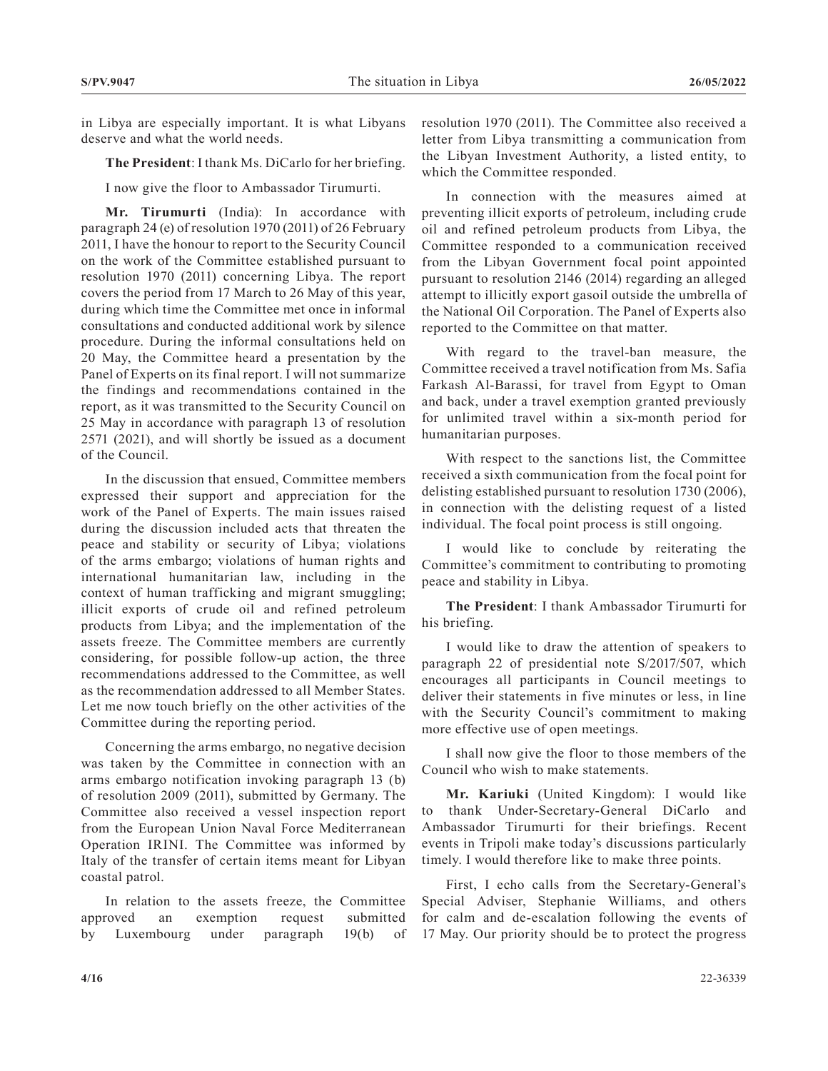in Libya are especially important. It is what Libyans deserve and what the world needs.

**The President**: I thank Ms. DiCarlo for her briefing.

I now give the floor to Ambassador Tirumurti.

**Mr. Tirumurti** (India): In accordance with paragraph 24 (e) of resolution 1970 (2011) of 26 February 2011, I have the honour to report to the Security Council on the work of the Committee established pursuant to resolution 1970 (2011) concerning Libya. The report covers the period from 17 March to 26 May of this year, during which time the Committee met once in informal consultations and conducted additional work by silence procedure. During the informal consultations held on 20 May, the Committee heard a presentation by the Panel of Experts on its final report. I will not summarize the findings and recommendations contained in the report, as it was transmitted to the Security Council on 25 May in accordance with paragraph 13 of resolution 2571 (2021), and will shortly be issued as a document of the Council.

In the discussion that ensued, Committee members expressed their support and appreciation for the work of the Panel of Experts. The main issues raised during the discussion included acts that threaten the peace and stability or security of Libya; violations of the arms embargo; violations of human rights and international humanitarian law, including in the context of human trafficking and migrant smuggling; illicit exports of crude oil and refined petroleum products from Libya; and the implementation of the assets freeze. The Committee members are currently considering, for possible follow-up action, the three recommendations addressed to the Committee, as well as the recommendation addressed to all Member States. Let me now touch briefly on the other activities of the Committee during the reporting period.

Concerning the arms embargo, no negative decision was taken by the Committee in connection with an arms embargo notification invoking paragraph 13 (b) of resolution 2009 (2011), submitted by Germany. The Committee also received a vessel inspection report from the European Union Naval Force Mediterranean Operation IRINI. The Committee was informed by Italy of the transfer of certain items meant for Libyan coastal patrol.

In relation to the assets freeze, the Committee approved an exemption request submitted by Luxembourg under paragraph 19(b) of resolution 1970 (2011). The Committee also received a letter from Libya transmitting a communication from the Libyan Investment Authority, a listed entity, to which the Committee responded.

In connection with the measures aimed at preventing illicit exports of petroleum, including crude oil and refined petroleum products from Libya, the Committee responded to a communication received from the Libyan Government focal point appointed pursuant to resolution 2146 (2014) regarding an alleged attempt to illicitly export gasoil outside the umbrella of the National Oil Corporation. The Panel of Experts also reported to the Committee on that matter.

With regard to the travel-ban measure, the Committee received a travel notification from Ms. Safia Farkash Al-Barassi, for travel from Egypt to Oman and back, under a travel exemption granted previously for unlimited travel within a six-month period for humanitarian purposes.

With respect to the sanctions list, the Committee received a sixth communication from the focal point for delisting established pursuant to resolution 1730 (2006), in connection with the delisting request of a listed individual. The focal point process is still ongoing.

I would like to conclude by reiterating the Committee's commitment to contributing to promoting peace and stability in Libya.

**The President**: I thank Ambassador Tirumurti for his briefing.

I would like to draw the attention of speakers to paragraph 22 of presidential note S/2017/507, which encourages all participants in Council meetings to deliver their statements in five minutes or less, in line with the Security Council's commitment to making more effective use of open meetings.

I shall now give the floor to those members of the Council who wish to make statements.

**Mr. Kariuki** (United Kingdom): I would like to thank Under-Secretary-General DiCarlo and Ambassador Tirumurti for their briefings. Recent events in Tripoli make today's discussions particularly timely. I would therefore like to make three points.

First, I echo calls from the Secretary-General's Special Adviser, Stephanie Williams, and others for calm and de-escalation following the events of 17 May. Our priority should be to protect the progress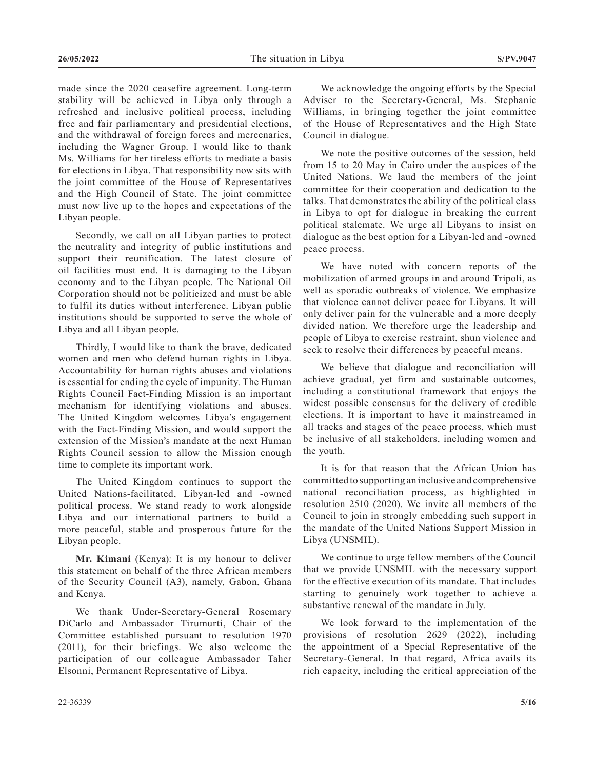made since the 2020 ceasefire agreement. Long-term stability will be achieved in Libya only through a refreshed and inclusive political process, including free and fair parliamentary and presidential elections, and the withdrawal of foreign forces and mercenaries, including the Wagner Group. I would like to thank Ms. Williams for her tireless efforts to mediate a basis for elections in Libya. That responsibility now sits with the joint committee of the House of Representatives and the High Council of State. The joint committee must now live up to the hopes and expectations of the Libyan people.

Secondly, we call on all Libyan parties to protect the neutrality and integrity of public institutions and support their reunification. The latest closure of oil facilities must end. It is damaging to the Libyan economy and to the Libyan people. The National Oil Corporation should not be politicized and must be able to fulfil its duties without interference. Libyan public institutions should be supported to serve the whole of Libya and all Libyan people.

Thirdly, I would like to thank the brave, dedicated women and men who defend human rights in Libya. Accountability for human rights abuses and violations is essential for ending the cycle of impunity. The Human Rights Council Fact-Finding Mission is an important mechanism for identifying violations and abuses. The United Kingdom welcomes Libya's engagement with the Fact-Finding Mission, and would support the extension of the Mission's mandate at the next Human Rights Council session to allow the Mission enough time to complete its important work.

The United Kingdom continues to support the United Nations-facilitated, Libyan-led and -owned political process. We stand ready to work alongside Libya and our international partners to build a more peaceful, stable and prosperous future for the Libyan people.

**Mr. Kimani** (Kenya): It is my honour to deliver this statement on behalf of the three African members of the Security Council (A3), namely, Gabon, Ghana and Kenya.

We thank Under-Secretary-General Rosemary DiCarlo and Ambassador Tirumurti, Chair of the Committee established pursuant to resolution 1970 (2011), for their briefings. We also welcome the participation of our colleague Ambassador Taher Elsonni, Permanent Representative of Libya.

We acknowledge the ongoing efforts by the Special Adviser to the Secretary-General, Ms. Stephanie Williams, in bringing together the joint committee of the House of Representatives and the High State Council in dialogue.

We note the positive outcomes of the session, held from 15 to 20 May in Cairo under the auspices of the United Nations. We laud the members of the joint committee for their cooperation and dedication to the talks. That demonstrates the ability of the political class in Libya to opt for dialogue in breaking the current political stalemate. We urge all Libyans to insist on dialogue as the best option for a Libyan-led and -owned peace process.

We have noted with concern reports of the mobilization of armed groups in and around Tripoli, as well as sporadic outbreaks of violence. We emphasize that violence cannot deliver peace for Libyans. It will only deliver pain for the vulnerable and a more deeply divided nation. We therefore urge the leadership and people of Libya to exercise restraint, shun violence and seek to resolve their differences by peaceful means.

We believe that dialogue and reconciliation will achieve gradual, yet firm and sustainable outcomes, including a constitutional framework that enjoys the widest possible consensus for the delivery of credible elections. It is important to have it mainstreamed in all tracks and stages of the peace process, which must be inclusive of all stakeholders, including women and the youth.

It is for that reason that the African Union has committed to supporting an inclusive and comprehensive national reconciliation process, as highlighted in resolution 2510 (2020). We invite all members of the Council to join in strongly embedding such support in the mandate of the United Nations Support Mission in Libya (UNSMIL).

We continue to urge fellow members of the Council that we provide UNSMIL with the necessary support for the effective execution of its mandate. That includes starting to genuinely work together to achieve a substantive renewal of the mandate in July.

We look forward to the implementation of the provisions of resolution 2629 (2022), including the appointment of a Special Representative of the Secretary-General. In that regard, Africa avails its rich capacity, including the critical appreciation of the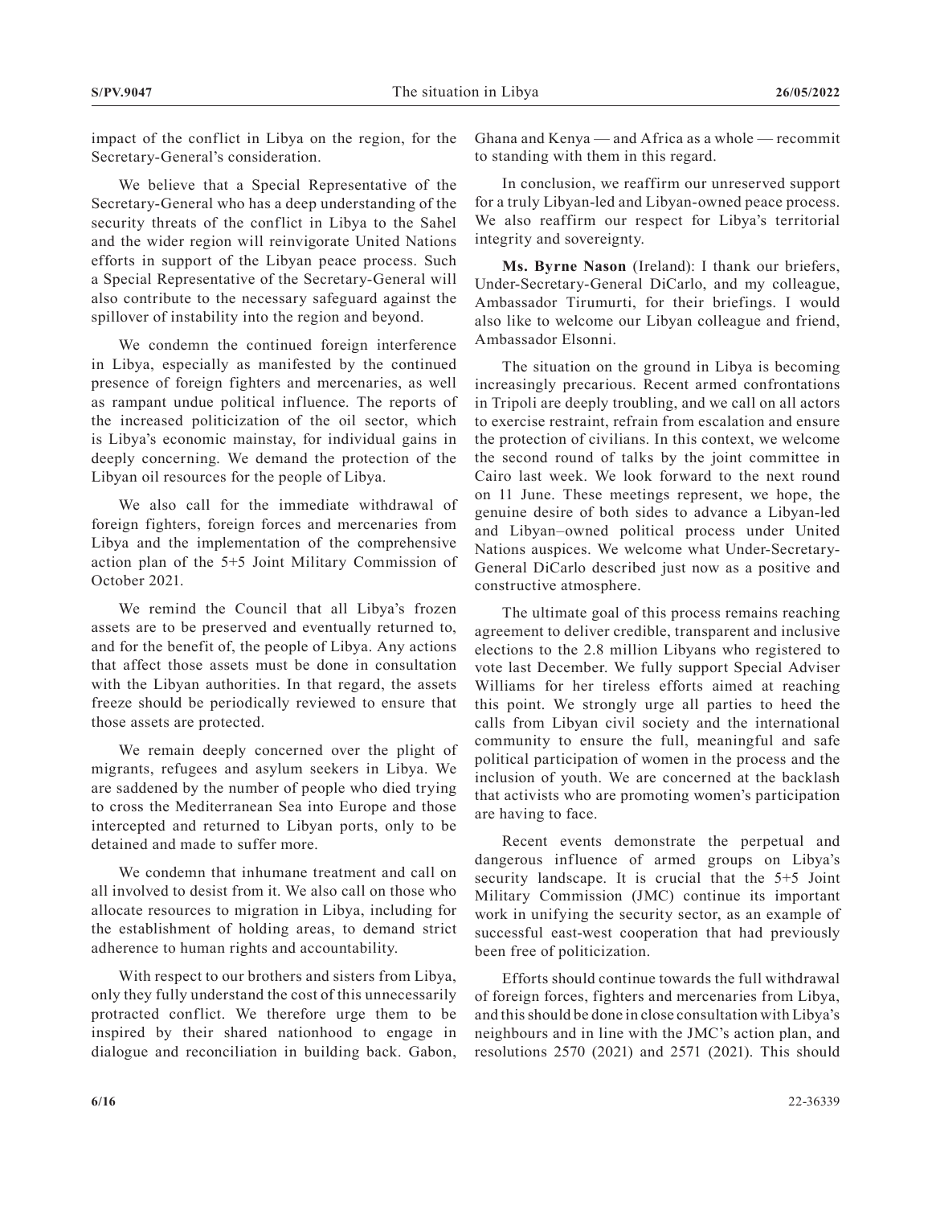impact of the conflict in Libya on the region, for the Secretary-General's consideration.

We believe that a Special Representative of the Secretary-General who has a deep understanding of the security threats of the conflict in Libya to the Sahel and the wider region will reinvigorate United Nations efforts in support of the Libyan peace process. Such a Special Representative of the Secretary-General will also contribute to the necessary safeguard against the spillover of instability into the region and beyond.

We condemn the continued foreign interference in Libya, especially as manifested by the continued presence of foreign fighters and mercenaries, as well as rampant undue political influence. The reports of the increased politicization of the oil sector, which is Libya's economic mainstay, for individual gains in deeply concerning. We demand the protection of the Libyan oil resources for the people of Libya.

We also call for the immediate withdrawal of foreign fighters, foreign forces and mercenaries from Libya and the implementation of the comprehensive action plan of the 5+5 Joint Military Commission of October 2021.

We remind the Council that all Libya's frozen assets are to be preserved and eventually returned to, and for the benefit of, the people of Libya. Any actions that affect those assets must be done in consultation with the Libyan authorities. In that regard, the assets freeze should be periodically reviewed to ensure that those assets are protected.

We remain deeply concerned over the plight of migrants, refugees and asylum seekers in Libya. We are saddened by the number of people who died trying to cross the Mediterranean Sea into Europe and those intercepted and returned to Libyan ports, only to be detained and made to suffer more.

We condemn that inhumane treatment and call on all involved to desist from it. We also call on those who allocate resources to migration in Libya, including for the establishment of holding areas, to demand strict adherence to human rights and accountability.

With respect to our brothers and sisters from Libya, only they fully understand the cost of this unnecessarily protracted conflict. We therefore urge them to be inspired by their shared nationhood to engage in dialogue and reconciliation in building back. Gabon, Ghana and Kenya — and Africa as a whole — recommit to standing with them in this regard.

In conclusion, we reaffirm our unreserved support for a truly Libyan-led and Libyan-owned peace process. We also reaffirm our respect for Libya's territorial integrity and sovereignty.

**Ms. Byrne Nason** (Ireland): I thank our briefers, Under-Secretary-General DiCarlo, and my colleague, Ambassador Tirumurti, for their briefings. I would also like to welcome our Libyan colleague and friend, Ambassador Elsonni.

The situation on the ground in Libya is becoming increasingly precarious. Recent armed confrontations in Tripoli are deeply troubling, and we call on all actors to exercise restraint, refrain from escalation and ensure the protection of civilians. In this context, we welcome the second round of talks by the joint committee in Cairo last week. We look forward to the next round on 11 June. These meetings represent, we hope, the genuine desire of both sides to advance a Libyan-led and Libyan–owned political process under United Nations auspices. We welcome what Under-Secretary-General DiCarlo described just now as a positive and constructive atmosphere.

The ultimate goal of this process remains reaching agreement to deliver credible, transparent and inclusive elections to the 2.8 million Libyans who registered to vote last December. We fully support Special Adviser Williams for her tireless efforts aimed at reaching this point. We strongly urge all parties to heed the calls from Libyan civil society and the international community to ensure the full, meaningful and safe political participation of women in the process and the inclusion of youth. We are concerned at the backlash that activists who are promoting women's participation are having to face.

Recent events demonstrate the perpetual and dangerous influence of armed groups on Libya's security landscape. It is crucial that the 5+5 Joint Military Commission (JMC) continue its important work in unifying the security sector, as an example of successful east-west cooperation that had previously been free of politicization.

Efforts should continue towards the full withdrawal of foreign forces, fighters and mercenaries from Libya, and this should be done in close consultation with Libya's neighbours and in line with the JMC's action plan, and resolutions 2570 (2021) and 2571 (2021). This should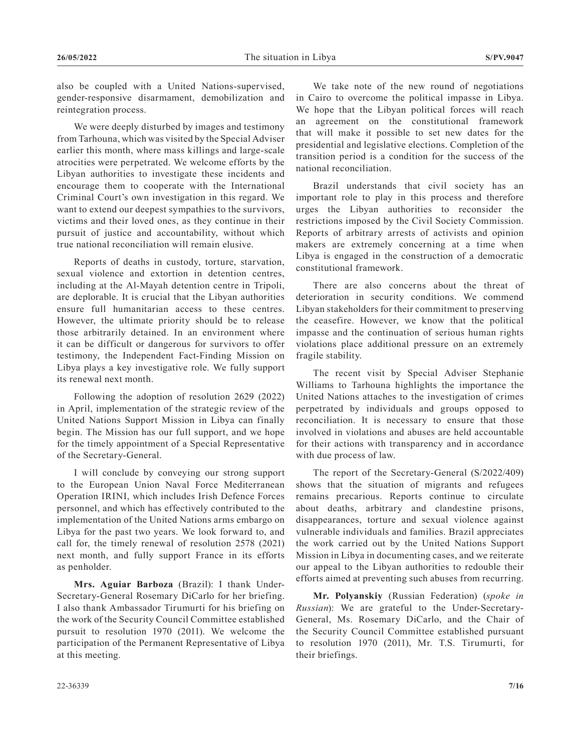also be coupled with a United Nations-supervised, gender-responsive disarmament, demobilization and reintegration process.

We were deeply disturbed by images and testimony from Tarhouna, which was visited by the Special Adviser earlier this month, where mass killings and large-scale atrocities were perpetrated. We welcome efforts by the Libyan authorities to investigate these incidents and encourage them to cooperate with the International Criminal Court's own investigation in this regard. We want to extend our deepest sympathies to the survivors, victims and their loved ones, as they continue in their pursuit of justice and accountability, without which true national reconciliation will remain elusive.

Reports of deaths in custody, torture, starvation, sexual violence and extortion in detention centres, including at the Al-Mayah detention centre in Tripoli, are deplorable. It is crucial that the Libyan authorities ensure full humanitarian access to these centres. However, the ultimate priority should be to release those arbitrarily detained. In an environment where it can be difficult or dangerous for survivors to offer testimony, the Independent Fact-Finding Mission on Libya plays a key investigative role. We fully support its renewal next month.

Following the adoption of resolution 2629 (2022) in April, implementation of the strategic review of the United Nations Support Mission in Libya can finally begin. The Mission has our full support, and we hope for the timely appointment of a Special Representative of the Secretary-General.

I will conclude by conveying our strong support to the European Union Naval Force Mediterranean Operation IRINI, which includes Irish Defence Forces personnel, and which has effectively contributed to the implementation of the United Nations arms embargo on Libya for the past two years. We look forward to, and call for, the timely renewal of resolution 2578 (2021) next month, and fully support France in its efforts as penholder.

**Mrs. Aguiar Barboza** (Brazil): I thank Under-Secretary-General Rosemary DiCarlo for her briefing. I also thank Ambassador Tirumurti for his briefing on the work of the Security Council Committee established pursuit to resolution 1970 (2011). We welcome the participation of the Permanent Representative of Libya at this meeting.

We take note of the new round of negotiations in Cairo to overcome the political impasse in Libya. We hope that the Libyan political forces will reach an agreement on the constitutional framework that will make it possible to set new dates for the presidential and legislative elections. Completion of the transition period is a condition for the success of the national reconciliation.

Brazil understands that civil society has an important role to play in this process and therefore urges the Libyan authorities to reconsider the restrictions imposed by the Civil Society Commission. Reports of arbitrary arrests of activists and opinion makers are extremely concerning at a time when Libya is engaged in the construction of a democratic constitutional framework.

There are also concerns about the threat of deterioration in security conditions. We commend Libyan stakeholders for their commitment to preserving the ceasefire. However, we know that the political impasse and the continuation of serious human rights violations place additional pressure on an extremely fragile stability.

The recent visit by Special Adviser Stephanie Williams to Tarhouna highlights the importance the United Nations attaches to the investigation of crimes perpetrated by individuals and groups opposed to reconciliation. It is necessary to ensure that those involved in violations and abuses are held accountable for their actions with transparency and in accordance with due process of law.

The report of the Secretary-General (S/2022/409) shows that the situation of migrants and refugees remains precarious. Reports continue to circulate about deaths, arbitrary and clandestine prisons, disappearances, torture and sexual violence against vulnerable individuals and families. Brazil appreciates the work carried out by the United Nations Support Mission in Libya in documenting cases, and we reiterate our appeal to the Libyan authorities to redouble their efforts aimed at preventing such abuses from recurring.

**Mr. Polyanskiy** (Russian Federation) (*spoke in Russian*): We are grateful to the Under-Secretary-General, Ms. Rosemary DiCarlo, and the Chair of the Security Council Committee established pursuant to resolution 1970 (2011), Mr. T.S. Tirumurti, for their briefings.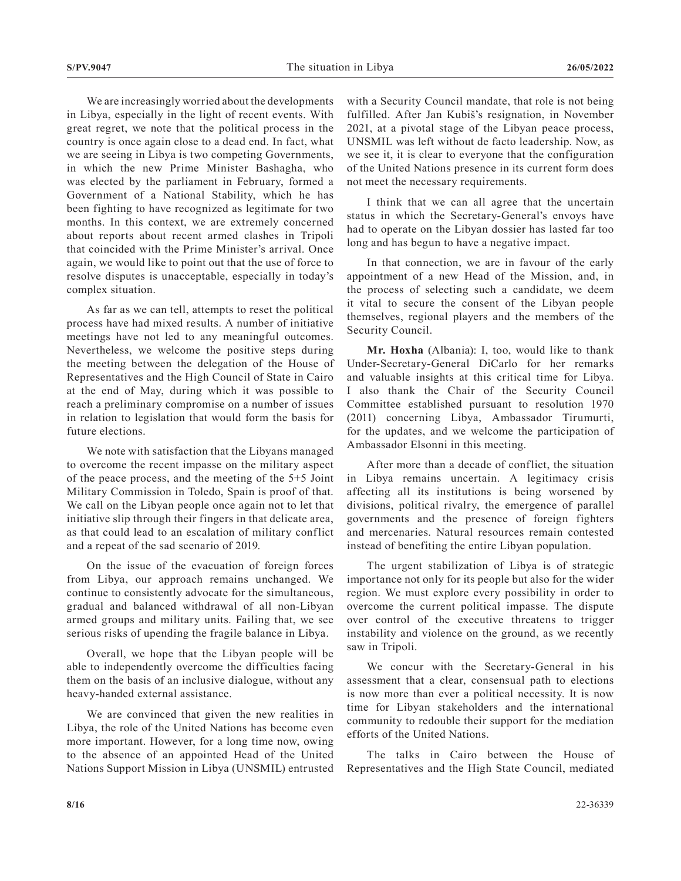We are increasingly worried about the developments in Libya, especially in the light of recent events. With great regret, we note that the political process in the country is once again close to a dead end. In fact, what we are seeing in Libya is two competing Governments, in which the new Prime Minister Bashagha, who was elected by the parliament in February, formed a Government of a National Stability, which he has been fighting to have recognized as legitimate for two months. In this context, we are extremely concerned about reports about recent armed clashes in Tripoli that coincided with the Prime Minister's arrival. Once again, we would like to point out that the use of force to resolve disputes is unacceptable, especially in today's complex situation.

As far as we can tell, attempts to reset the political process have had mixed results. A number of initiative meetings have not led to any meaningful outcomes. Nevertheless, we welcome the positive steps during the meeting between the delegation of the House of Representatives and the High Council of State in Cairo at the end of May, during which it was possible to reach a preliminary compromise on a number of issues in relation to legislation that would form the basis for future elections.

We note with satisfaction that the Libyans managed to overcome the recent impasse on the military aspect of the peace process, and the meeting of the 5+5 Joint Military Commission in Toledo, Spain is proof of that. We call on the Libyan people once again not to let that initiative slip through their fingers in that delicate area, as that could lead to an escalation of military conflict and a repeat of the sad scenario of 2019.

On the issue of the evacuation of foreign forces from Libya, our approach remains unchanged. We continue to consistently advocate for the simultaneous, gradual and balanced withdrawal of all non-Libyan armed groups and military units. Failing that, we see serious risks of upending the fragile balance in Libya.

Overall, we hope that the Libyan people will be able to independently overcome the difficulties facing them on the basis of an inclusive dialogue, without any heavy-handed external assistance.

We are convinced that given the new realities in Libya, the role of the United Nations has become even more important. However, for a long time now, owing to the absence of an appointed Head of the United Nations Support Mission in Libya (UNSMIL) entrusted with a Security Council mandate, that role is not being fulfilled. After Jan Kubiš's resignation, in November 2021, at a pivotal stage of the Libyan peace process, UNSMIL was left without de facto leadership. Now, as we see it, it is clear to everyone that the configuration of the United Nations presence in its current form does not meet the necessary requirements.

I think that we can all agree that the uncertain status in which the Secretary-General's envoys have had to operate on the Libyan dossier has lasted far too long and has begun to have a negative impact.

In that connection, we are in favour of the early appointment of a new Head of the Mission, and, in the process of selecting such a candidate, we deem it vital to secure the consent of the Libyan people themselves, regional players and the members of the Security Council.

**Mr. Hoxha** (Albania): I, too, would like to thank Under-Secretary-General DiCarlo for her remarks and valuable insights at this critical time for Libya. I also thank the Chair of the Security Council Committee established pursuant to resolution 1970 (2011) concerning Libya, Ambassador Tirumurti, for the updates, and we welcome the participation of Ambassador Elsonni in this meeting.

After more than a decade of conflict, the situation in Libya remains uncertain. A legitimacy crisis affecting all its institutions is being worsened by divisions, political rivalry, the emergence of parallel governments and the presence of foreign fighters and mercenaries. Natural resources remain contested instead of benefiting the entire Libyan population.

The urgent stabilization of Libya is of strategic importance not only for its people but also for the wider region. We must explore every possibility in order to overcome the current political impasse. The dispute over control of the executive threatens to trigger instability and violence on the ground, as we recently saw in Tripoli.

We concur with the Secretary-General in his assessment that a clear, consensual path to elections is now more than ever a political necessity. It is now time for Libyan stakeholders and the international community to redouble their support for the mediation efforts of the United Nations.

The talks in Cairo between the House of Representatives and the High State Council, mediated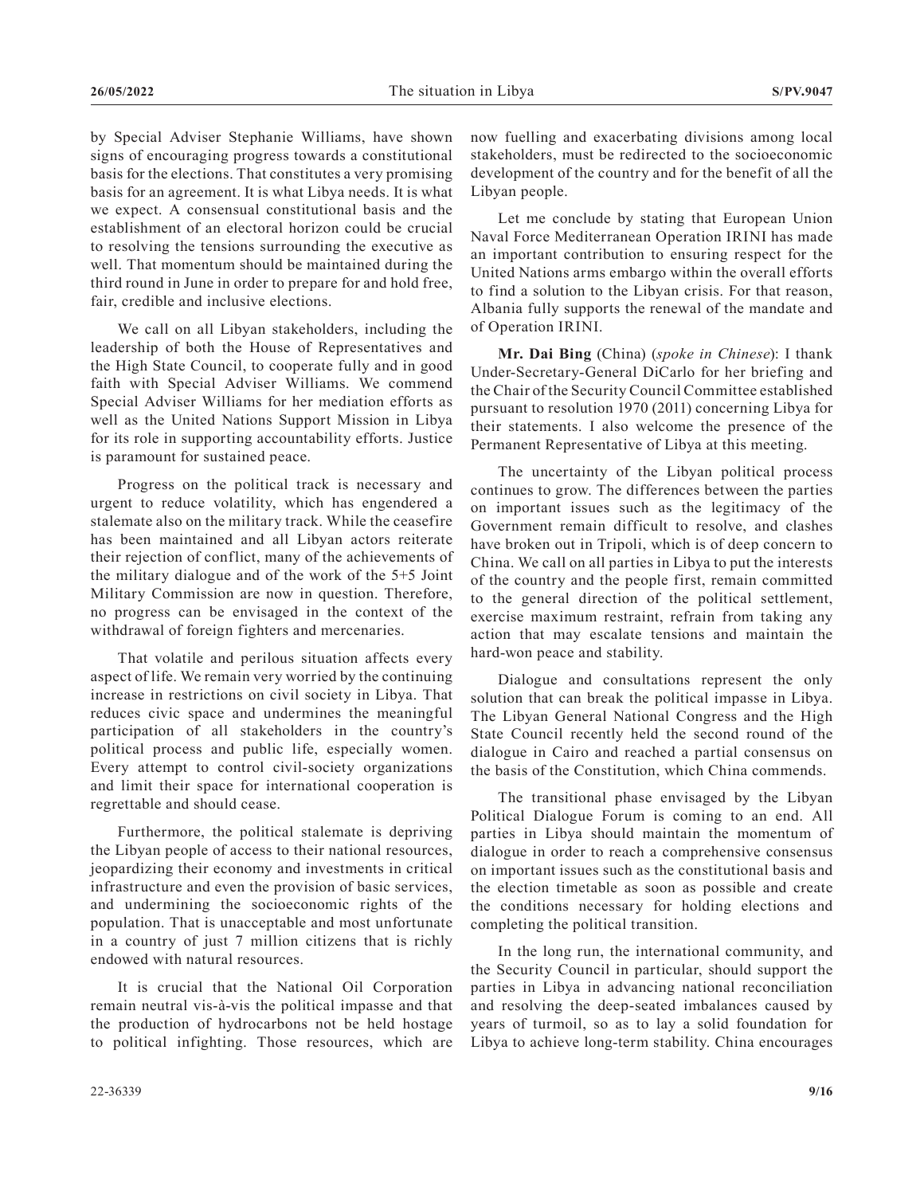by Special Adviser Stephanie Williams, have shown signs of encouraging progress towards a constitutional basis for the elections. That constitutes a very promising basis for an agreement. It is what Libya needs. It is what we expect. A consensual constitutional basis and the establishment of an electoral horizon could be crucial to resolving the tensions surrounding the executive as well. That momentum should be maintained during the third round in June in order to prepare for and hold free, fair, credible and inclusive elections.

We call on all Libyan stakeholders, including the leadership of both the House of Representatives and the High State Council, to cooperate fully and in good faith with Special Adviser Williams. We commend Special Adviser Williams for her mediation efforts as well as the United Nations Support Mission in Libya for its role in supporting accountability efforts. Justice is paramount for sustained peace.

Progress on the political track is necessary and urgent to reduce volatility, which has engendered a stalemate also on the military track. While the ceasefire has been maintained and all Libyan actors reiterate their rejection of conflict, many of the achievements of the military dialogue and of the work of the 5+5 Joint Military Commission are now in question. Therefore, no progress can be envisaged in the context of the withdrawal of foreign fighters and mercenaries.

That volatile and perilous situation affects every aspect of life. We remain very worried by the continuing increase in restrictions on civil society in Libya. That reduces civic space and undermines the meaningful participation of all stakeholders in the country's political process and public life, especially women. Every attempt to control civil-society organizations and limit their space for international cooperation is regrettable and should cease.

Furthermore, the political stalemate is depriving the Libyan people of access to their national resources, jeopardizing their economy and investments in critical infrastructure and even the provision of basic services, and undermining the socioeconomic rights of the population. That is unacceptable and most unfortunate in a country of just 7 million citizens that is richly endowed with natural resources.

It is crucial that the National Oil Corporation remain neutral vis-à-vis the political impasse and that the production of hydrocarbons not be held hostage to political infighting. Those resources, which are now fuelling and exacerbating divisions among local stakeholders, must be redirected to the socioeconomic development of the country and for the benefit of all the Libyan people.

Let me conclude by stating that European Union Naval Force Mediterranean Operation IRINI has made an important contribution to ensuring respect for the United Nations arms embargo within the overall efforts to find a solution to the Libyan crisis. For that reason, Albania fully supports the renewal of the mandate and of Operation IRINI.

**Mr. Dai Bing** (China) (*spoke in Chinese*): I thank Under-Secretary-General DiCarlo for her briefing and the Chair of the Security Council Committee established pursuant to resolution 1970 (2011) concerning Libya for their statements. I also welcome the presence of the Permanent Representative of Libya at this meeting.

The uncertainty of the Libyan political process continues to grow. The differences between the parties on important issues such as the legitimacy of the Government remain difficult to resolve, and clashes have broken out in Tripoli, which is of deep concern to China. We call on all parties in Libya to put the interests of the country and the people first, remain committed to the general direction of the political settlement, exercise maximum restraint, refrain from taking any action that may escalate tensions and maintain the hard-won peace and stability.

Dialogue and consultations represent the only solution that can break the political impasse in Libya. The Libyan General National Congress and the High State Council recently held the second round of the dialogue in Cairo and reached a partial consensus on the basis of the Constitution, which China commends.

The transitional phase envisaged by the Libyan Political Dialogue Forum is coming to an end. All parties in Libya should maintain the momentum of dialogue in order to reach a comprehensive consensus on important issues such as the constitutional basis and the election timetable as soon as possible and create the conditions necessary for holding elections and completing the political transition.

In the long run, the international community, and the Security Council in particular, should support the parties in Libya in advancing national reconciliation and resolving the deep-seated imbalances caused by years of turmoil, so as to lay a solid foundation for Libya to achieve long-term stability. China encourages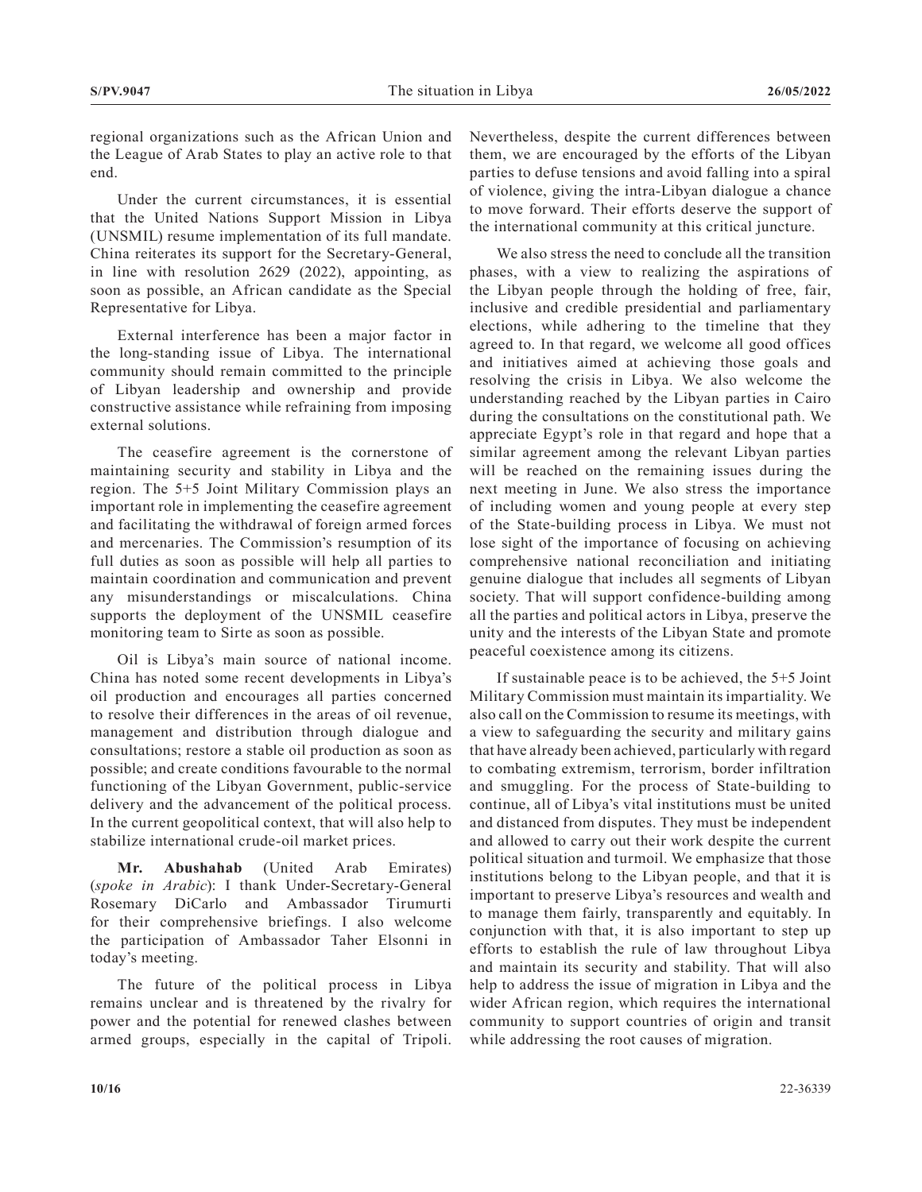regional organizations such as the African Union and the League of Arab States to play an active role to that end.

Under the current circumstances, it is essential that the United Nations Support Mission in Libya (UNSMIL) resume implementation of its full mandate. China reiterates its support for the Secretary-General, in line with resolution 2629 (2022), appointing, as soon as possible, an African candidate as the Special Representative for Libya.

External interference has been a major factor in the long-standing issue of Libya. The international community should remain committed to the principle of Libyan leadership and ownership and provide constructive assistance while refraining from imposing external solutions.

The ceasefire agreement is the cornerstone of maintaining security and stability in Libya and the region. The 5+5 Joint Military Commission plays an important role in implementing the ceasefire agreement and facilitating the withdrawal of foreign armed forces and mercenaries. The Commission's resumption of its full duties as soon as possible will help all parties to maintain coordination and communication and prevent any misunderstandings or miscalculations. China supports the deployment of the UNSMIL ceasefire monitoring team to Sirte as soon as possible.

Oil is Libya's main source of national income. China has noted some recent developments in Libya's oil production and encourages all parties concerned to resolve their differences in the areas of oil revenue, management and distribution through dialogue and consultations; restore a stable oil production as soon as possible; and create conditions favourable to the normal functioning of the Libyan Government, public-service delivery and the advancement of the political process. In the current geopolitical context, that will also help to stabilize international crude-oil market prices.

**Mr. Abushahab** (United Arab Emirates) (*spoke in Arabic*): I thank Under-Secretary-General Rosemary DiCarlo and Ambassador Tirumurti for their comprehensive briefings. I also welcome the participation of Ambassador Taher Elsonni in today's meeting.

The future of the political process in Libya remains unclear and is threatened by the rivalry for power and the potential for renewed clashes between armed groups, especially in the capital of Tripoli. Nevertheless, despite the current differences between them, we are encouraged by the efforts of the Libyan parties to defuse tensions and avoid falling into a spiral of violence, giving the intra-Libyan dialogue a chance to move forward. Their efforts deserve the support of the international community at this critical juncture.

We also stress the need to conclude all the transition phases, with a view to realizing the aspirations of the Libyan people through the holding of free, fair, inclusive and credible presidential and parliamentary elections, while adhering to the timeline that they agreed to. In that regard, we welcome all good offices and initiatives aimed at achieving those goals and resolving the crisis in Libya. We also welcome the understanding reached by the Libyan parties in Cairo during the consultations on the constitutional path. We appreciate Egypt's role in that regard and hope that a similar agreement among the relevant Libyan parties will be reached on the remaining issues during the next meeting in June. We also stress the importance of including women and young people at every step of the State-building process in Libya. We must not lose sight of the importance of focusing on achieving comprehensive national reconciliation and initiating genuine dialogue that includes all segments of Libyan society. That will support confidence-building among all the parties and political actors in Libya, preserve the unity and the interests of the Libyan State and promote peaceful coexistence among its citizens.

If sustainable peace is to be achieved, the 5+5 Joint Military Commission must maintain its impartiality. We also call on the Commission to resume its meetings, with a view to safeguarding the security and military gains that have already been achieved, particularly with regard to combating extremism, terrorism, border infiltration and smuggling. For the process of State-building to continue, all of Libya's vital institutions must be united and distanced from disputes. They must be independent and allowed to carry out their work despite the current political situation and turmoil. We emphasize that those institutions belong to the Libyan people, and that it is important to preserve Libya's resources and wealth and to manage them fairly, transparently and equitably. In conjunction with that, it is also important to step up efforts to establish the rule of law throughout Libya and maintain its security and stability. That will also help to address the issue of migration in Libya and the wider African region, which requires the international community to support countries of origin and transit while addressing the root causes of migration.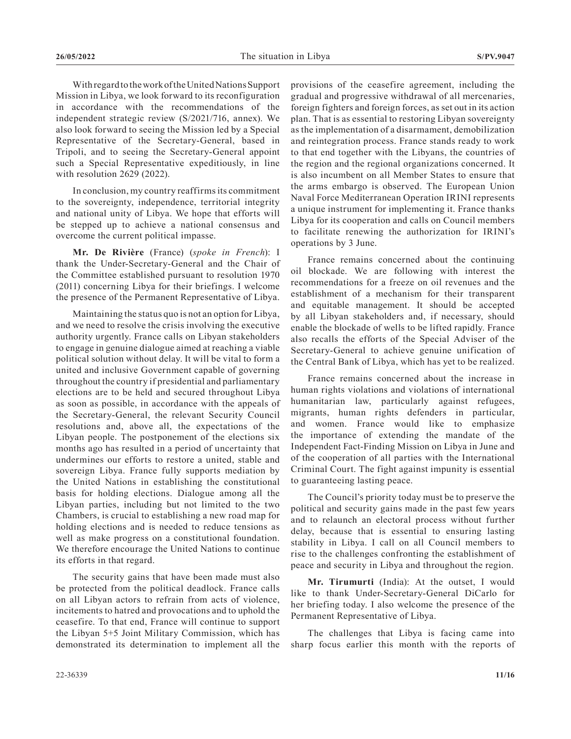With regard to the work of the United Nations Support Mission in Libya, we look forward to its reconfiguration in accordance with the recommendations of the independent strategic review (S/2021/716, annex). We also look forward to seeing the Mission led by a Special Representative of the Secretary-General, based in Tripoli, and to seeing the Secretary-General appoint such a Special Representative expeditiously, in line with resolution 2629 (2022).

In conclusion, my country reaffirms its commitment to the sovereignty, independence, territorial integrity and national unity of Libya. We hope that efforts will be stepped up to achieve a national consensus and overcome the current political impasse.

**Mr. De Rivière** (France) (*spoke in French*): I thank the Under-Secretary-General and the Chair of the Committee established pursuant to resolution 1970 (2011) concerning Libya for their briefings. I welcome the presence of the Permanent Representative of Libya.

Maintaining the status quo is not an option for Libya, and we need to resolve the crisis involving the executive authority urgently. France calls on Libyan stakeholders to engage in genuine dialogue aimed at reaching a viable political solution without delay. It will be vital to form a united and inclusive Government capable of governing throughout the country if presidential and parliamentary elections are to be held and secured throughout Libya as soon as possible, in accordance with the appeals of the Secretary-General, the relevant Security Council resolutions and, above all, the expectations of the Libyan people. The postponement of the elections six months ago has resulted in a period of uncertainty that undermines our efforts to restore a united, stable and sovereign Libya. France fully supports mediation by the United Nations in establishing the constitutional basis for holding elections. Dialogue among all the Libyan parties, including but not limited to the two Chambers, is crucial to establishing a new road map for holding elections and is needed to reduce tensions as well as make progress on a constitutional foundation. We therefore encourage the United Nations to continue its efforts in that regard.

The security gains that have been made must also be protected from the political deadlock. France calls on all Libyan actors to refrain from acts of violence, incitements to hatred and provocations and to uphold the ceasefire. To that end, France will continue to support the Libyan 5+5 Joint Military Commission, which has demonstrated its determination to implement all the provisions of the ceasefire agreement, including the gradual and progressive withdrawal of all mercenaries, foreign fighters and foreign forces, as set out in its action plan. That is as essential to restoring Libyan sovereignty as the implementation of a disarmament, demobilization and reintegration process. France stands ready to work to that end together with the Libyans, the countries of the region and the regional organizations concerned. It is also incumbent on all Member States to ensure that the arms embargo is observed. The European Union Naval Force Mediterranean Operation IRINI represents a unique instrument for implementing it. France thanks Libya for its cooperation and calls on Council members to facilitate renewing the authorization for IRINI's operations by 3 June.

France remains concerned about the continuing oil blockade. We are following with interest the recommendations for a freeze on oil revenues and the establishment of a mechanism for their transparent and equitable management. It should be accepted by all Libyan stakeholders and, if necessary, should enable the blockade of wells to be lifted rapidly. France also recalls the efforts of the Special Adviser of the Secretary-General to achieve genuine unification of the Central Bank of Libya, which has yet to be realized.

France remains concerned about the increase in human rights violations and violations of international humanitarian law, particularly against refugees, migrants, human rights defenders in particular, and women. France would like to emphasize the importance of extending the mandate of the Independent Fact-Finding Mission on Libya in June and of the cooperation of all parties with the International Criminal Court. The fight against impunity is essential to guaranteeing lasting peace.

The Council's priority today must be to preserve the political and security gains made in the past few years and to relaunch an electoral process without further delay, because that is essential to ensuring lasting stability in Libya. I call on all Council members to rise to the challenges confronting the establishment of peace and security in Libya and throughout the region.

**Mr. Tirumurti** (India): At the outset, I would like to thank Under-Secretary-General DiCarlo for her briefing today. I also welcome the presence of the Permanent Representative of Libya.

The challenges that Libya is facing came into sharp focus earlier this month with the reports of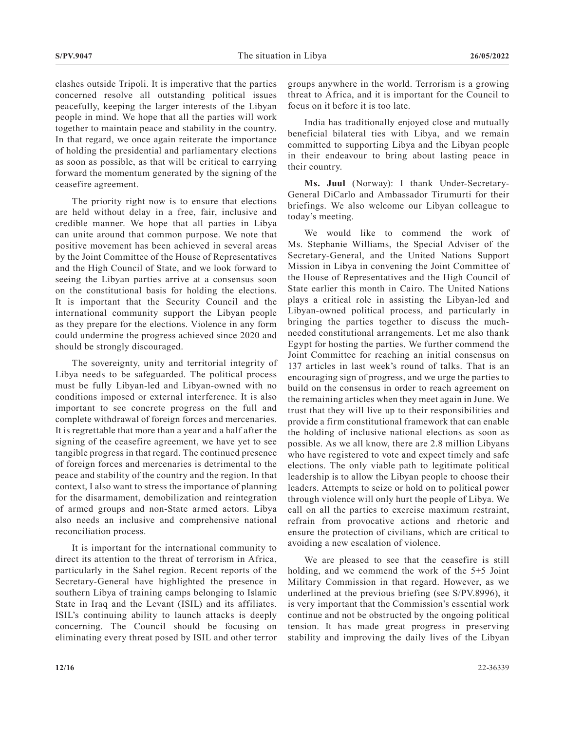clashes outside Tripoli. It is imperative that the parties concerned resolve all outstanding political issues peacefully, keeping the larger interests of the Libyan people in mind. We hope that all the parties will work together to maintain peace and stability in the country. In that regard, we once again reiterate the importance of holding the presidential and parliamentary elections as soon as possible, as that will be critical to carrying forward the momentum generated by the signing of the ceasefire agreement.

The priority right now is to ensure that elections are held without delay in a free, fair, inclusive and credible manner. We hope that all parties in Libya can unite around that common purpose. We note that positive movement has been achieved in several areas by the Joint Committee of the House of Representatives and the High Council of State, and we look forward to seeing the Libyan parties arrive at a consensus soon on the constitutional basis for holding the elections. It is important that the Security Council and the international community support the Libyan people as they prepare for the elections. Violence in any form could undermine the progress achieved since 2020 and should be strongly discouraged.

The sovereignty, unity and territorial integrity of Libya needs to be safeguarded. The political process must be fully Libyan-led and Libyan-owned with no conditions imposed or external interference. It is also important to see concrete progress on the full and complete withdrawal of foreign forces and mercenaries. It is regrettable that more than a year and a half after the signing of the ceasefire agreement, we have yet to see tangible progress in that regard. The continued presence of foreign forces and mercenaries is detrimental to the peace and stability of the country and the region. In that context, I also want to stress the importance of planning for the disarmament, demobilization and reintegration of armed groups and non-State armed actors. Libya also needs an inclusive and comprehensive national reconciliation process.

It is important for the international community to direct its attention to the threat of terrorism in Africa, particularly in the Sahel region. Recent reports of the Secretary-General have highlighted the presence in southern Libya of training camps belonging to Islamic State in Iraq and the Levant (ISIL) and its affiliates. ISIL's continuing ability to launch attacks is deeply concerning. The Council should be focusing on eliminating every threat posed by ISIL and other terror groups anywhere in the world. Terrorism is a growing threat to Africa, and it is important for the Council to focus on it before it is too late.

India has traditionally enjoyed close and mutually beneficial bilateral ties with Libya, and we remain committed to supporting Libya and the Libyan people in their endeavour to bring about lasting peace in their country.

**Ms. Juul** (Norway): I thank Under-Secretary-General DiCarlo and Ambassador Tirumurti for their briefings. We also welcome our Libyan colleague to today's meeting.

We would like to commend the work of Ms. Stephanie Williams, the Special Adviser of the Secretary-General, and the United Nations Support Mission in Libya in convening the Joint Committee of the House of Representatives and the High Council of State earlier this month in Cairo. The United Nations plays a critical role in assisting the Libyan-led and Libyan-owned political process, and particularly in bringing the parties together to discuss the much-needed constitutional arrangements. Let me also thank Egypt for hosting the parties. We further commend the Joint Committee for reaching an initial consensus on 137 articles in last week's round of talks. That is an encouraging sign of progress, and we urge the parties to build on the consensus in order to reach agreement on the remaining articles when they meet again in June. We trust that they will live up to their responsibilities and provide a firm constitutional framework that can enable the holding of inclusive national elections as soon as possible. As we all know, there are 2.8 million Libyans who have registered to vote and expect timely and safe elections. The only viable path to legitimate political leadership is to allow the Libyan people to choose their leaders. Attempts to seize or hold on to political power through violence will only hurt the people of Libya. We call on all the parties to exercise maximum restraint, refrain from provocative actions and rhetoric and ensure the protection of civilians, which are critical to avoiding a new escalation of violence.

We are pleased to see that the ceasefire is still holding, and we commend the work of the 5+5 Joint Military Commission in that regard. However, as we underlined at the previous briefing (see S/PV.8996), it is very important that the Commission's essential work continue and not be obstructed by the ongoing political tension. It has made great progress in preserving stability and improving the daily lives of the Libyan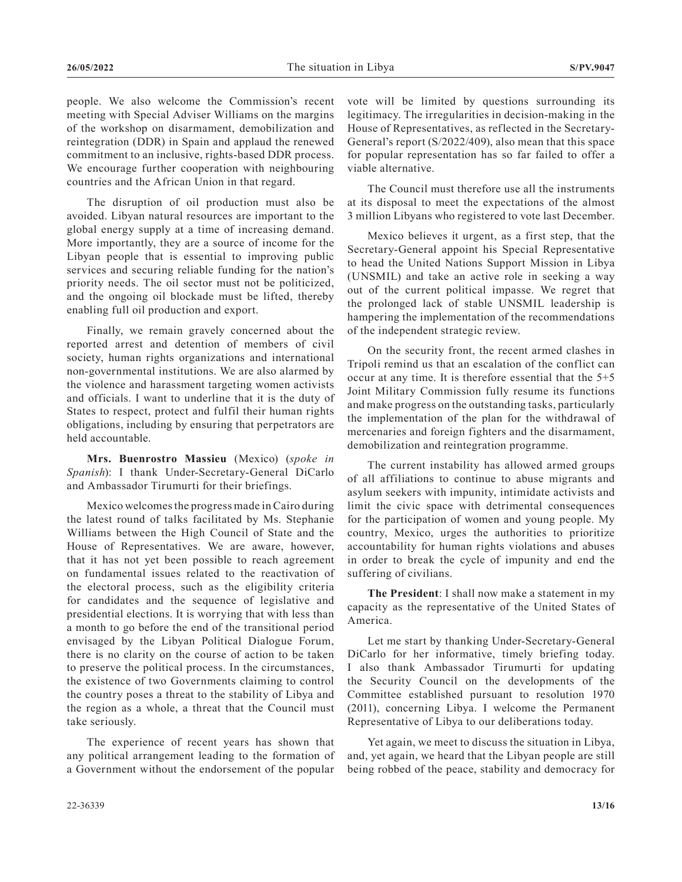people. We also welcome the Commission's recent meeting with Special Adviser Williams on the margins of the workshop on disarmament, demobilization and reintegration (DDR) in Spain and applaud the renewed commitment to an inclusive, rights-based DDR process. We encourage further cooperation with neighbouring countries and the African Union in that regard.

The disruption of oil production must also be avoided. Libyan natural resources are important to the global energy supply at a time of increasing demand. More importantly, they are a source of income for the Libyan people that is essential to improving public services and securing reliable funding for the nation's priority needs. The oil sector must not be politicized, and the ongoing oil blockade must be lifted, thereby enabling full oil production and export.

Finally, we remain gravely concerned about the reported arrest and detention of members of civil society, human rights organizations and international non-governmental institutions. We are also alarmed by the violence and harassment targeting women activists and officials. I want to underline that it is the duty of States to respect, protect and fulfil their human rights obligations, including by ensuring that perpetrators are held accountable.

**Mrs. Buenrostro Massieu** (Mexico) (*spoke in Spanish*): I thank Under-Secretary-General DiCarlo and Ambassador Tirumurti for their briefings.

Mexico welcomes the progress made in Cairo during the latest round of talks facilitated by Ms. Stephanie Williams between the High Council of State and the House of Representatives. We are aware, however, that it has not yet been possible to reach agreement on fundamental issues related to the reactivation of the electoral process, such as the eligibility criteria for candidates and the sequence of legislative and presidential elections. It is worrying that with less than a month to go before the end of the transitional period envisaged by the Libyan Political Dialogue Forum, there is no clarity on the course of action to be taken to preserve the political process. In the circumstances, the existence of two Governments claiming to control the country poses a threat to the stability of Libya and the region as a whole, a threat that the Council must take seriously.

The experience of recent years has shown that any political arrangement leading to the formation of a Government without the endorsement of the popular vote will be limited by questions surrounding its legitimacy. The irregularities in decision-making in the House of Representatives, as reflected in the Secretary-General's report (S/2022/409), also mean that this space for popular representation has so far failed to offer a viable alternative.

The Council must therefore use all the instruments at its disposal to meet the expectations of the almost 3 million Libyans who registered to vote last December.

Mexico believes it urgent, as a first step, that the Secretary-General appoint his Special Representative to head the United Nations Support Mission in Libya (UNSMIL) and take an active role in seeking a way out of the current political impasse. We regret that the prolonged lack of stable UNSMIL leadership is hampering the implementation of the recommendations of the independent strategic review.

On the security front, the recent armed clashes in Tripoli remind us that an escalation of the conflict can occur at any time. It is therefore essential that the 5+5 Joint Military Commission fully resume its functions and make progress on the outstanding tasks, particularly the implementation of the plan for the withdrawal of mercenaries and foreign fighters and the disarmament, demobilization and reintegration programme.

The current instability has allowed armed groups of all affiliations to continue to abuse migrants and asylum seekers with impunity, intimidate activists and limit the civic space with detrimental consequences for the participation of women and young people. My country, Mexico, urges the authorities to prioritize accountability for human rights violations and abuses in order to break the cycle of impunity and end the suffering of civilians.

**The President**: I shall now make a statement in my capacity as the representative of the United States of America.

Let me start by thanking Under-Secretary-General DiCarlo for her informative, timely briefing today. I also thank Ambassador Tirumurti for updating the Security Council on the developments of the Committee established pursuant to resolution 1970 (2011), concerning Libya. I welcome the Permanent Representative of Libya to our deliberations today.

Yet again, we meet to discuss the situation in Libya, and, yet again, we heard that the Libyan people are still being robbed of the peace, stability and democracy for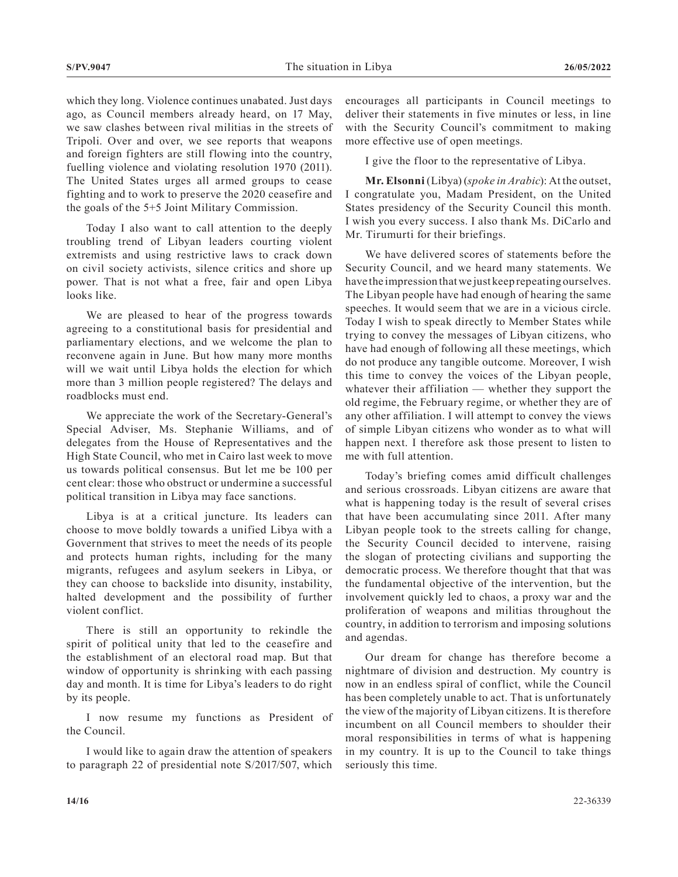which they long. Violence continues unabated. Just days ago, as Council members already heard, on 17 May, we saw clashes between rival militias in the streets of Tripoli. Over and over, we see reports that weapons and foreign fighters are still flowing into the country, fuelling violence and violating resolution 1970 (2011). The United States urges all armed groups to cease fighting and to work to preserve the 2020 ceasefire and the goals of the 5+5 Joint Military Commission.

Today I also want to call attention to the deeply troubling trend of Libyan leaders courting violent extremists and using restrictive laws to crack down on civil society activists, silence critics and shore up power. That is not what a free, fair and open Libya looks like.

We are pleased to hear of the progress towards agreeing to a constitutional basis for presidential and parliamentary elections, and we welcome the plan to reconvene again in June. But how many more months will we wait until Libya holds the election for which more than 3 million people registered? The delays and roadblocks must end.

We appreciate the work of the Secretary-General's Special Adviser, Ms. Stephanie Williams, and of delegates from the House of Representatives and the High State Council, who met in Cairo last week to move us towards political consensus. But let me be 100 per cent clear: those who obstruct or undermine a successful political transition in Libya may face sanctions.

Libya is at a critical juncture. Its leaders can choose to move boldly towards a unified Libya with a Government that strives to meet the needs of its people and protects human rights, including for the many migrants, refugees and asylum seekers in Libya, or they can choose to backslide into disunity, instability, halted development and the possibility of further violent conflict.

There is still an opportunity to rekindle the spirit of political unity that led to the ceasefire and the establishment of an electoral road map. But that window of opportunity is shrinking with each passing day and month. It is time for Libya's leaders to do right by its people.

I now resume my functions as President of the Council.

I would like to again draw the attention of speakers to paragraph 22 of presidential note S/2017/507, which encourages all participants in Council meetings to deliver their statements in five minutes or less, in line with the Security Council's commitment to making more effective use of open meetings.

I give the floor to the representative of Libya.

**Mr. Elsonni** (Libya) (*spoke in Arabic*): At the outset, I congratulate you, Madam President, on the United States presidency of the Security Council this month. I wish you every success. I also thank Ms. DiCarlo and Mr. Tirumurti for their briefings.

We have delivered scores of statements before the Security Council, and we heard many statements. We have the impression that we just keep repeating ourselves. The Libyan people have had enough of hearing the same speeches. It would seem that we are in a vicious circle. Today I wish to speak directly to Member States while trying to convey the messages of Libyan citizens, who have had enough of following all these meetings, which do not produce any tangible outcome. Moreover, I wish this time to convey the voices of the Libyan people, whatever their affiliation — whether they support the old regime, the February regime, or whether they are of any other affiliation. I will attempt to convey the views of simple Libyan citizens who wonder as to what will happen next. I therefore ask those present to listen to me with full attention.

Today's briefing comes amid difficult challenges and serious crossroads. Libyan citizens are aware that what is happening today is the result of several crises that have been accumulating since 2011. After many Libyan people took to the streets calling for change, the Security Council decided to intervene, raising the slogan of protecting civilians and supporting the democratic process. We therefore thought that that was the fundamental objective of the intervention, but the involvement quickly led to chaos, a proxy war and the proliferation of weapons and militias throughout the country, in addition to terrorism and imposing solutions and agendas.

Our dream for change has therefore become a nightmare of division and destruction. My country is now in an endless spiral of conflict, while the Council has been completely unable to act. That is unfortunately the view of the majority of Libyan citizens. It is therefore incumbent on all Council members to shoulder their moral responsibilities in terms of what is happening in my country. It is up to the Council to take things seriously this time.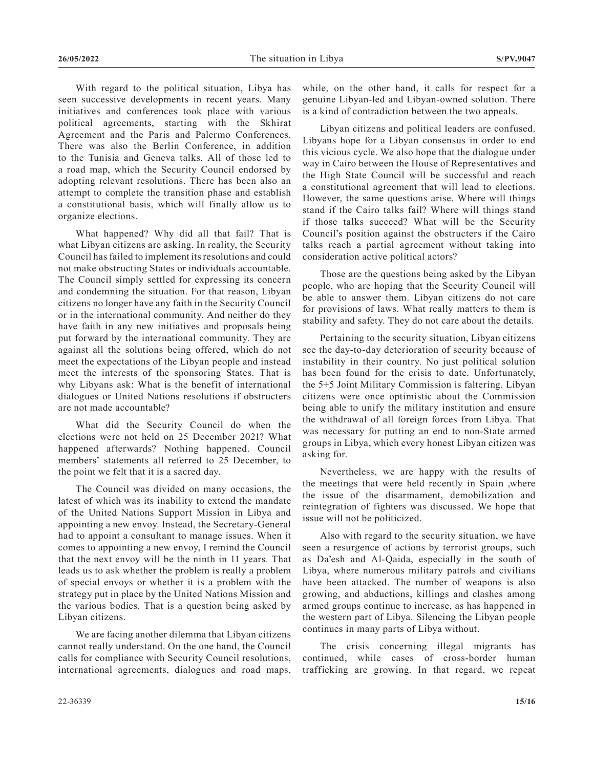With regard to the political situation, Libya has seen successive developments in recent years. Many initiatives and conferences took place with various political agreements, starting with the Skhirat Agreement and the Paris and Palermo Conferences. There was also the Berlin Conference, in addition to the Tunisia and Geneva talks. All of those led to a road map, which the Security Council endorsed by adopting relevant resolutions. There has been also an attempt to complete the transition phase and establish a constitutional basis, which will finally allow us to organize elections.

What happened? Why did all that fail? That is what Libyan citizens are asking. In reality, the Security Council has failed to implement its resolutions and could not make obstructing States or individuals accountable. The Council simply settled for expressing its concern and condemning the situation. For that reason, Libyan citizens no longer have any faith in the Security Council or in the international community. And neither do they have faith in any new initiatives and proposals being put forward by the international community. They are against all the solutions being offered, which do not meet the expectations of the Libyan people and instead meet the interests of the sponsoring States. That is why Libyans ask: What is the benefit of international dialogues or United Nations resolutions if obstructers are not made accountable?

What did the Security Council do when the elections were not held on 25 December 2021? What happened afterwards? Nothing happened. Council members' statements all referred to 25 December, to the point we felt that it is a sacred day.

The Council was divided on many occasions, the latest of which was its inability to extend the mandate of the United Nations Support Mission in Libya and appointing a new envoy. Instead, the Secretary-General had to appoint a consultant to manage issues. When it comes to appointing a new envoy, I remind the Council that the next envoy will be the ninth in 11 years. That leads us to ask whether the problem is really a problem of special envoys or whether it is a problem with the strategy put in place by the United Nations Mission and the various bodies. That is a question being asked by Libyan citizens.

We are facing another dilemma that Libyan citizens cannot really understand. On the one hand, the Council calls for compliance with Security Council resolutions, international agreements, dialogues and road maps, while, on the other hand, it calls for respect for a genuine Libyan-led and Libyan-owned solution. There is a kind of contradiction between the two appeals.

Libyan citizens and political leaders are confused. Libyans hope for a Libyan consensus in order to end this vicious cycle. We also hope that the dialogue under way in Cairo between the House of Representatives and the High State Council will be successful and reach a constitutional agreement that will lead to elections. However, the same questions arise. Where will things stand if the Cairo talks fail? Where will things stand if those talks succeed? What will be the Security Council's position against the obstructers if the Cairo talks reach a partial agreement without taking into consideration active political actors?

Those are the questions being asked by the Libyan people, who are hoping that the Security Council will be able to answer them. Libyan citizens do not care for provisions of laws. What really matters to them is stability and safety. They do not care about the details.

Pertaining to the security situation, Libyan citizens see the day-to-day deterioration of security because of instability in their country. No just political solution has been found for the crisis to date. Unfortunately, the 5+5 Joint Military Commission is faltering. Libyan citizens were once optimistic about the Commission being able to unify the military institution and ensure the withdrawal of all foreign forces from Libya. That was necessary for putting an end to non-State armed groups in Libya, which every honest Libyan citizen was asking for.

Nevertheless, we are happy with the results of the meetings that were held recently in Spain ,where the issue of the disarmament, demobilization and reintegration of fighters was discussed. We hope that issue will not be politicized.

Also with regard to the security situation, we have seen a resurgence of actions by terrorist groups, such as Da'esh and Al-Qaida, especially in the south of Libya, where numerous military patrols and civilians have been attacked. The number of weapons is also growing, and abductions, killings and clashes among armed groups continue to increase, as has happened in the western part of Libya. Silencing the Libyan people continues in many parts of Libya without.

The crisis concerning illegal migrants has continued, while cases of cross-border human trafficking are growing. In that regard, we repeat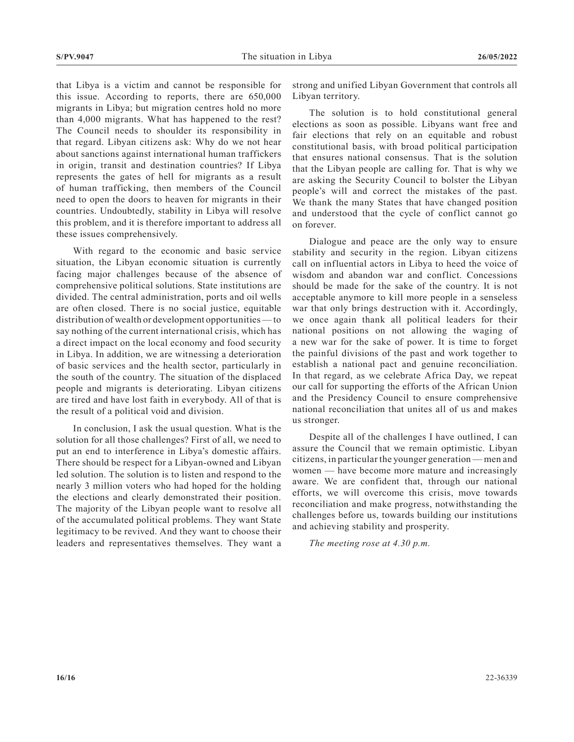that Libya is a victim and cannot be responsible for this issue. According to reports, there are 650,000 migrants in Libya; but migration centres hold no more than 4,000 migrants. What has happened to the rest? The Council needs to shoulder its responsibility in that regard. Libyan citizens ask: Why do we not hear about sanctions against international human traffickers in origin, transit and destination countries? If Libya represents the gates of hell for migrants as a result of human trafficking, then members of the Council need to open the doors to heaven for migrants in their countries. Undoubtedly, stability in Libya will resolve this problem, and it is therefore important to address all these issues comprehensively.

With regard to the economic and basic service situation, the Libyan economic situation is currently facing major challenges because of the absence of comprehensive political solutions. State institutions are divided. The central administration, ports and oil wells are often closed. There is no social justice, equitable distribution of wealth or development opportunities — to say nothing of the current international crisis, which has a direct impact on the local economy and food security in Libya. In addition, we are witnessing a deterioration of basic services and the health sector, particularly in the south of the country. The situation of the displaced people and migrants is deteriorating. Libyan citizens are tired and have lost faith in everybody. All of that is the result of a political void and division.

In conclusion, I ask the usual question. What is the solution for all those challenges? First of all, we need to put an end to interference in Libya's domestic affairs. There should be respect for a Libyan-owned and Libyan led solution. The solution is to listen and respond to the nearly 3 million voters who had hoped for the holding the elections and clearly demonstrated their position. The majority of the Libyan people want to resolve all of the accumulated political problems. They want State legitimacy to be revived. And they want to choose their leaders and representatives themselves. They want a strong and unified Libyan Government that controls all Libyan territory.

The solution is to hold constitutional general elections as soon as possible. Libyans want free and fair elections that rely on an equitable and robust constitutional basis, with broad political participation that ensures national consensus. That is the solution that the Libyan people are calling for. That is why we are asking the Security Council to bolster the Libyan people's will and correct the mistakes of the past. We thank the many States that have changed position and understood that the cycle of conflict cannot go on forever.

Dialogue and peace are the only way to ensure stability and security in the region. Libyan citizens call on influential actors in Libya to heed the voice of wisdom and abandon war and conflict. Concessions should be made for the sake of the country. It is not acceptable anymore to kill more people in a senseless war that only brings destruction with it. Accordingly, we once again thank all political leaders for their national positions on not allowing the waging of a new war for the sake of power. It is time to forget the painful divisions of the past and work together to establish a national pact and genuine reconciliation. In that regard, as we celebrate Africa Day, we repeat our call for supporting the efforts of the African Union and the Presidency Council to ensure comprehensive national reconciliation that unites all of us and makes us stronger.

Despite all of the challenges I have outlined, I can assure the Council that we remain optimistic. Libyan citizens, in particular the younger generation — men and women — have become more mature and increasingly aware. We are confident that, through our national efforts, we will overcome this crisis, move towards reconciliation and make progress, notwithstanding the challenges before us, towards building our institutions and achieving stability and prosperity.

*The meeting rose at 4.30 p.m.*